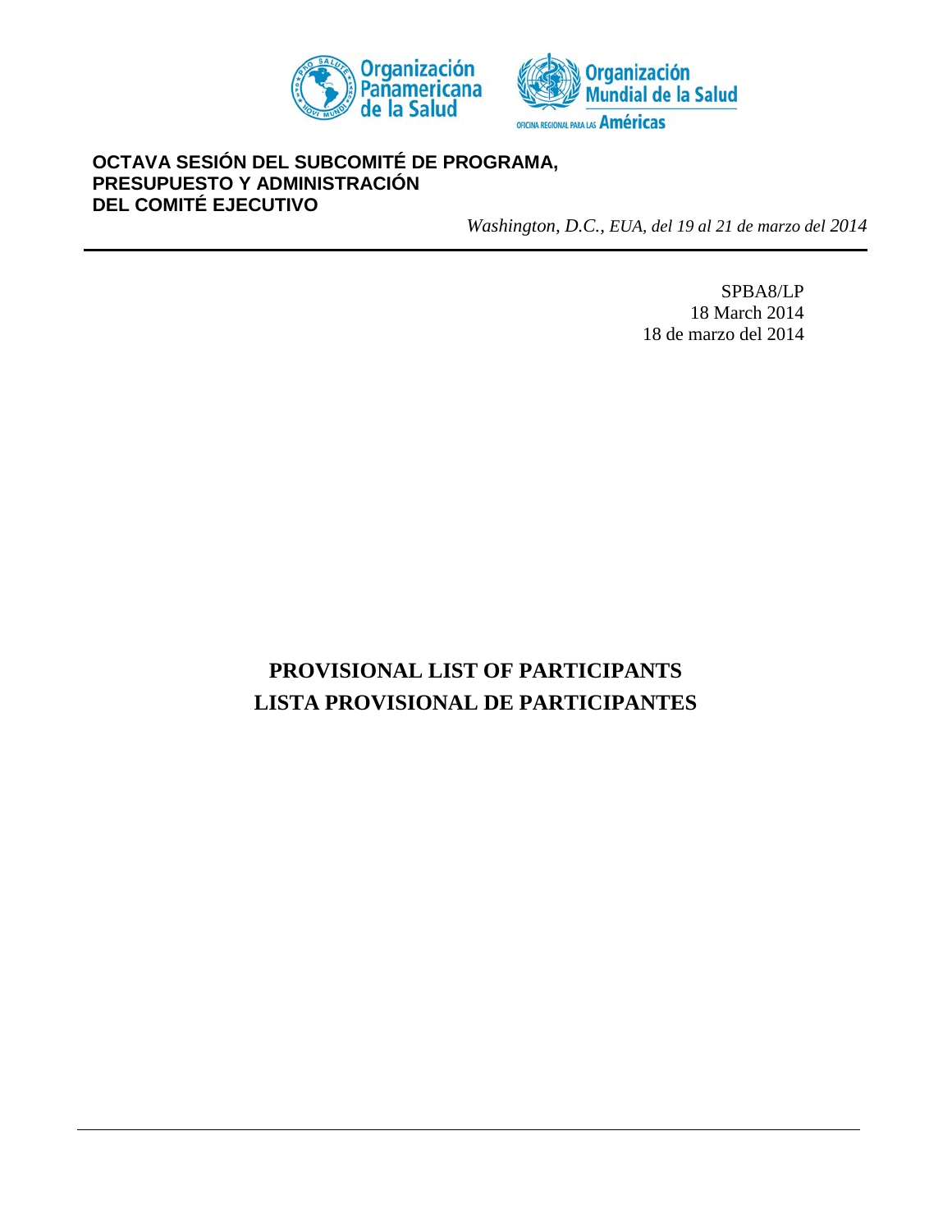Organización Panamericana de la Salud

Organización Mundial de la Salud

OFICINA REGIONAL PARA LAS Américas

**OCTAVA SESIÓN DEL SUBCOMITÉ DE PROGRAMA, PRESUPUESTO Y ADMINISTRACIÓN DEL COMITÉ EJECUTIVO**

*Washington, D.C., EUA, del 19 al 21 de marzo del 2014*

SPBA8/LP
18 March 2014
18 de marzo del 2014

# PROVISIONAL LIST OF PARTICIPANTS
# LISTA PROVISIONAL DE PARTICIPANTES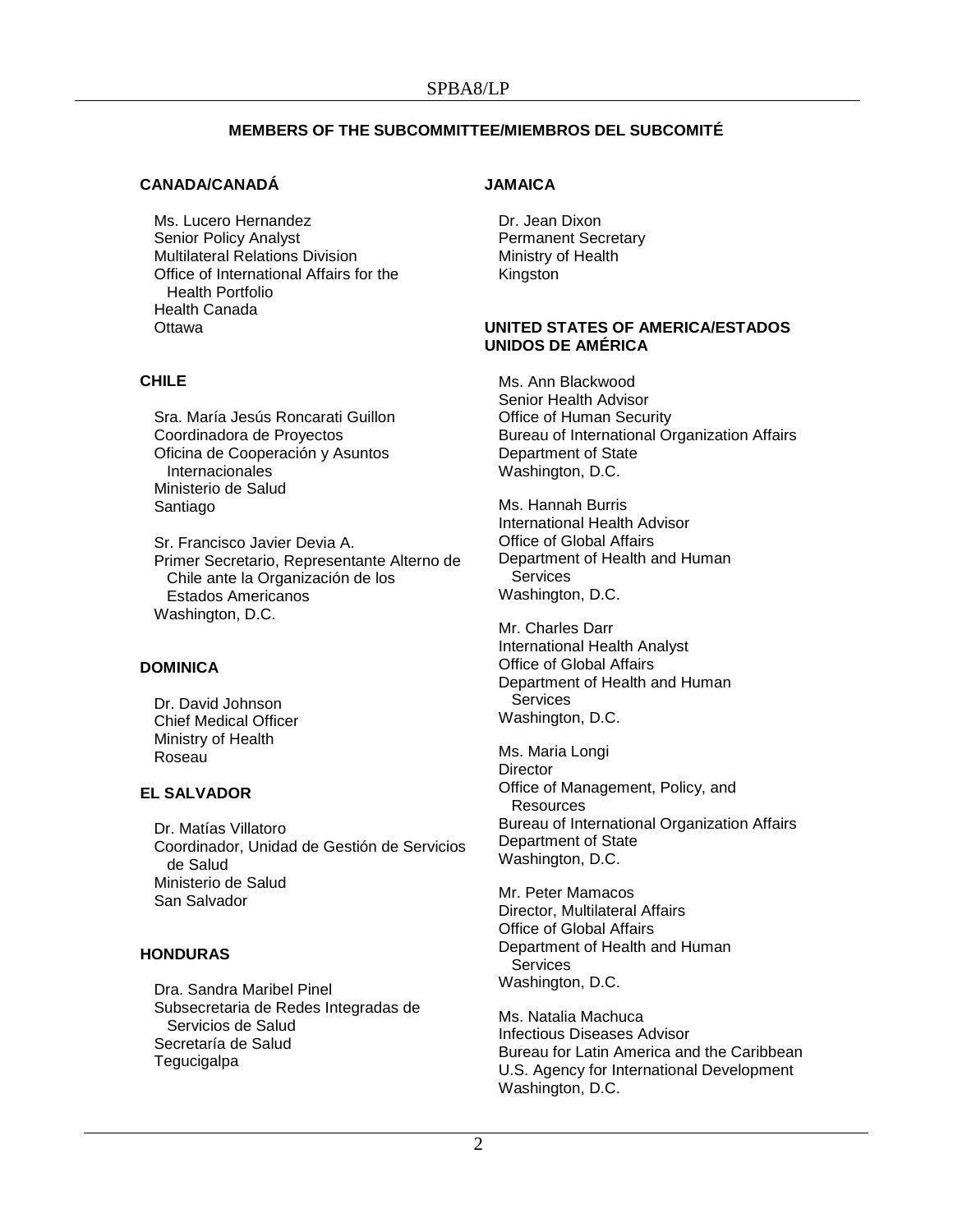## MEMBERS OF THE SUBCOMMITTEE/MIEMBROS DEL SUBCOMITÉ

### CANADA/CANADÁ

Ms. Lucero Hernandez
Senior Policy Analyst
Multilateral Relations Division
Office of International Affairs for the Health Portfolio
Health Canada
Ottawa

### CHILE

Sra. María Jesús Roncarati Guillon
Coordinadora de Proyectos
Oficina de Cooperación y Asuntos Internacionales
Ministerio de Salud
Santiago

Sr. Francisco Javier Devia A.
Primer Secretario, Representante Alterno de Chile ante la Organización de los Estados Americanos
Washington, D.C.

### DOMINICA

Dr. David Johnson
Chief Medical Officer
Ministry of Health
Roseau

### EL SALVADOR

Dr. Matías Villatoro
Coordinador, Unidad de Gestión de Servicios de Salud
Ministerio de Salud
San Salvador

### HONDURAS

Dra. Sandra Maribel Pinel
Subsecretaria de Redes Integradas de Servicios de Salud
Secretaría de Salud
Tegucigalpa

### JAMAICA

Dr. Jean Dixon
Permanent Secretary
Ministry of Health
Kingston

### UNITED STATES OF AMERICA/ESTADOS UNIDOS DE AMÉRICA

Ms. Ann Blackwood
Senior Health Advisor
Office of Human Security
Bureau of International Organization Affairs
Department of State
Washington, D.C.

Ms. Hannah Burris
International Health Advisor
Office of Global Affairs
Department of Health and Human Services
Washington, D.C.

Mr. Charles Darr
International Health Analyst
Office of Global Affairs
Department of Health and Human Services
Washington, D.C.

Ms. Maria Longi
Director
Office of Management, Policy, and Resources
Bureau of International Organization Affairs
Department of State
Washington, D.C.

Mr. Peter Mamacos
Director, Multilateral Affairs
Office of Global Affairs
Department of Health and Human Services
Washington, D.C.

Ms. Natalia Machuca
Infectious Diseases Advisor
Bureau for Latin America and the Caribbean
U.S. Agency for International Development
Washington, D.C.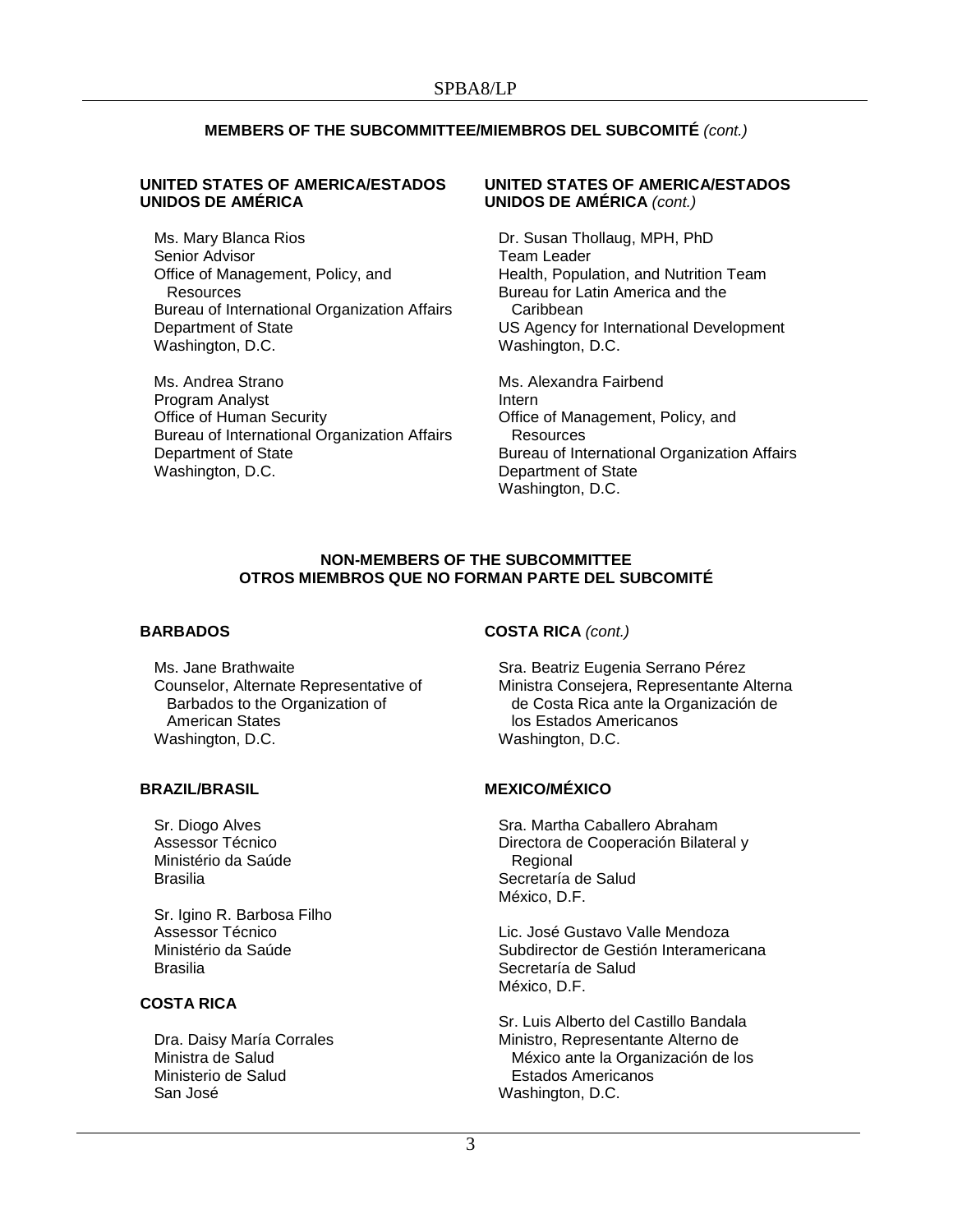**MEMBERS OF THE SUBCOMMITTEE/MIEMBROS DEL SUBCOMITÉ** *(cont.)*

**UNITED STATES OF AMERICA/ESTADOS UNIDOS DE AMÉRICA**

Ms. Mary Blanca Rios
Senior Advisor
Office of Management, Policy, and Resources
Bureau of International Organization Affairs
Department of State
Washington, D.C.

Ms. Andrea Strano
Program Analyst
Office of Human Security
Bureau of International Organization Affairs
Department of State
Washington, D.C.

**UNITED STATES OF AMERICA/ESTADOS UNIDOS DE AMÉRICA** *(cont.)*

Dr. Susan Thollaug, MPH, PhD
Team Leader
Health, Population, and Nutrition Team
Bureau for Latin America and the Caribbean
US Agency for International Development
Washington, D.C.

Ms. Alexandra Fairbend
Intern
Office of Management, Policy, and Resources
Bureau of International Organization Affairs
Department of State
Washington, D.C.

**NON-MEMBERS OF THE SUBCOMMITTEE**
**OTROS MIEMBROS QUE NO FORMAN PARTE DEL SUBCOMITÉ**

**BARBADOS**

Ms. Jane Brathwaite
Counselor, Alternate Representative of Barbados to the Organization of American States
Washington, D.C.

**BRAZIL/BRASIL**

Sr. Diogo Alves
Assessor Técnico
Ministério da Saúde
Brasilia

Sr. Igino R. Barbosa Filho
Assessor Técnico
Ministério da Saúde
Brasilia

**COSTA RICA**

Dra. Daisy María Corrales
Ministra de Salud
Ministerio de Salud
San José

**COSTA RICA** *(cont.)*

Sra. Beatriz Eugenia Serrano Pérez
Ministra Consejera, Representante Alterna de Costa Rica ante la Organización de los Estados Americanos
Washington, D.C.

**MEXICO/MÉXICO**

Sra. Martha Caballero Abraham
Directora de Cooperación Bilateral y Regional
Secretaría de Salud
México, D.F.

Lic. José Gustavo Valle Mendoza
Subdirector de Gestión Interamericana
Secretaría de Salud
México, D.F.

Sr. Luis Alberto del Castillo Bandala
Ministro, Representante Alterno de México ante la Organización de los Estados Americanos
Washington, D.C.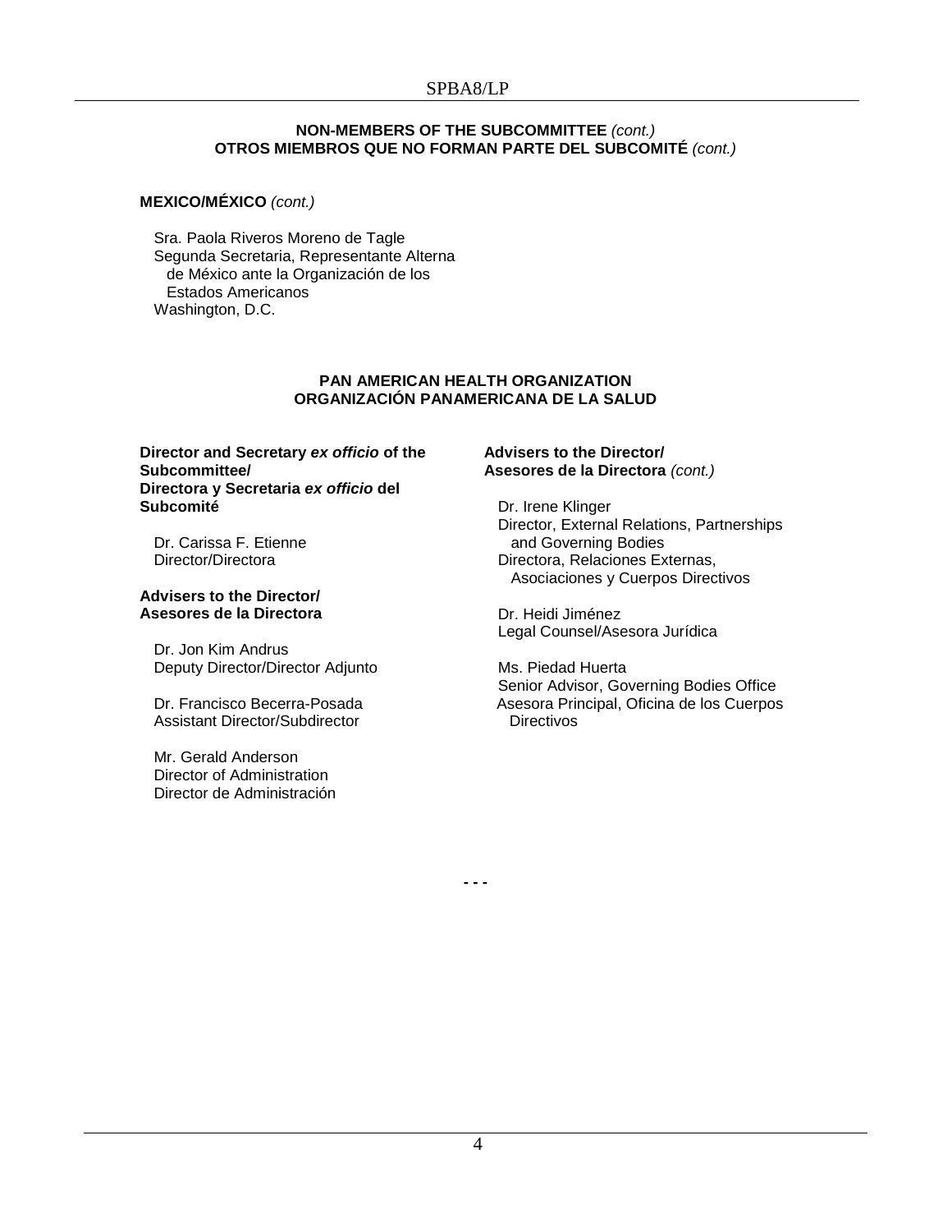**NON-MEMBERS OF THE SUBCOMMITTEE** *(cont.)*
**OTROS MIEMBROS QUE NO FORMAN PARTE DEL SUBCOMITÉ** *(cont.)*

**MEXICO/MÉXICO** *(cont.)*

Sra. Paola Riveros Moreno de Tagle
Segunda Secretaria, Representante Alterna de México ante la Organización de los Estados Americanos
Washington, D.C.

## PAN AMERICAN HEALTH ORGANIZATION
## ORGANIZACIÓN PANAMERICANA DE LA SALUD

**Director and Secretary *ex officio* of the Subcommittee/**
**Directora y Secretaria *ex officio* del Subcomité**

Dr. Carissa F. Etienne
Director/Directora

**Advisers to the Director/**
**Asesores de la Directora**

Dr. Jon Kim Andrus
Deputy Director/Director Adjunto

Dr. Francisco Becerra-Posada
Assistant Director/Subdirector

Mr. Gerald Anderson
Director of Administration
Director de Administración

**Advisers to the Director/**
**Asesores de la Directora** *(cont.)*

Dr. Irene Klinger
Director, External Relations, Partnerships and Governing Bodies
Directora, Relaciones Externas, Asociaciones y Cuerpos Directivos

Dr. Heidi Jiménez
Legal Counsel/Asesora Jurídica

Ms. Piedad Huerta
Senior Advisor, Governing Bodies Office
Asesora Principal, Oficina de los Cuerpos Directivos

- - -